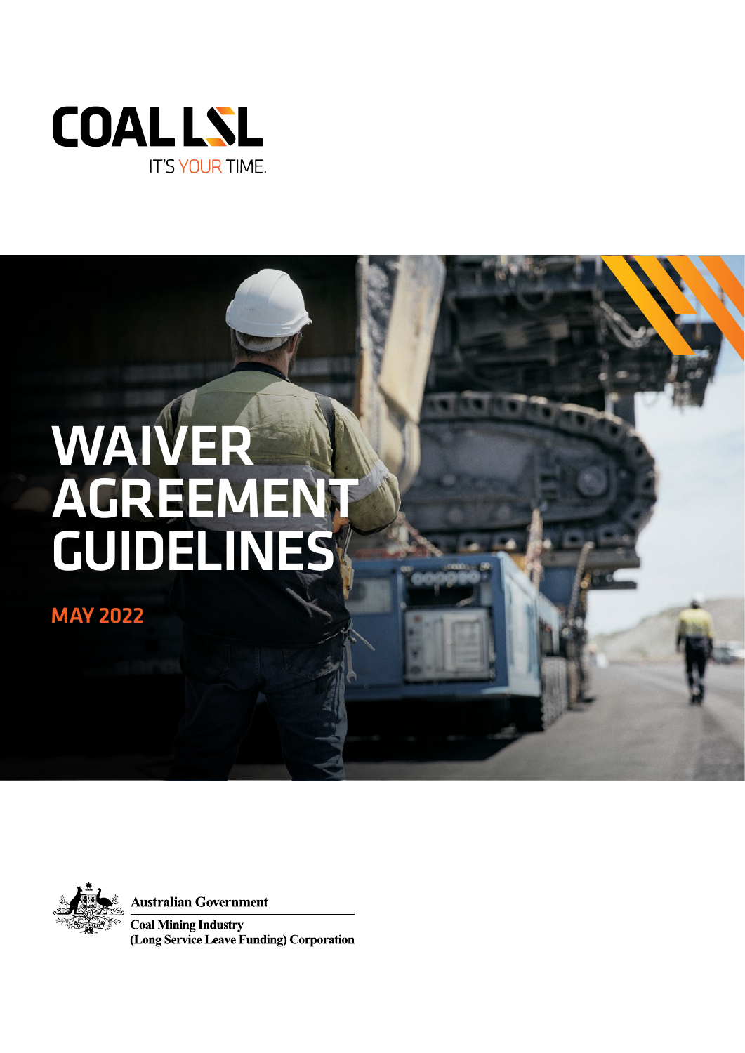COAL LSL

IT'S YOUR TIME.

# WAIVER AGREEMENT GUIDELINES

**MAY 2022**

Australian Government

Coal Mining Industry
(Long Service Leave Funding) Corporation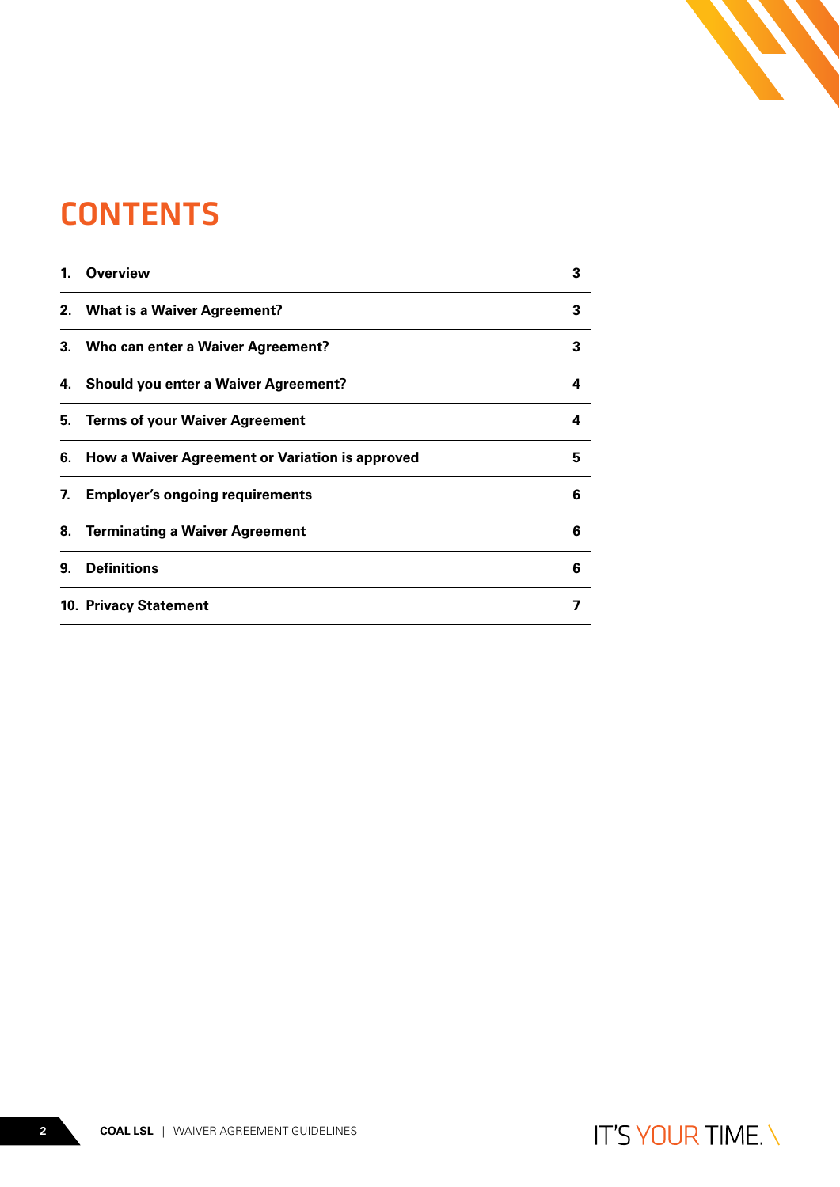# CONTENTS

| | | |
|---|---|---|
| 1. | Overview | 3 |
| 2. | What is a Waiver Agreement? | 3 |
| 3. | Who can enter a Waiver Agreement? | 3 |
| 4. | Should you enter a Waiver Agreement? | 4 |
| 5. | Terms of your Waiver Agreement | 4 |
| 6. | How a Waiver Agreement or Variation is approved | 5 |
| 7. | Employer's ongoing requirements | 6 |
| 8. | Terminating a Waiver Agreement | 6 |
| 9. | Definitions | 6 |
| 10. | Privacy Statement | 7 |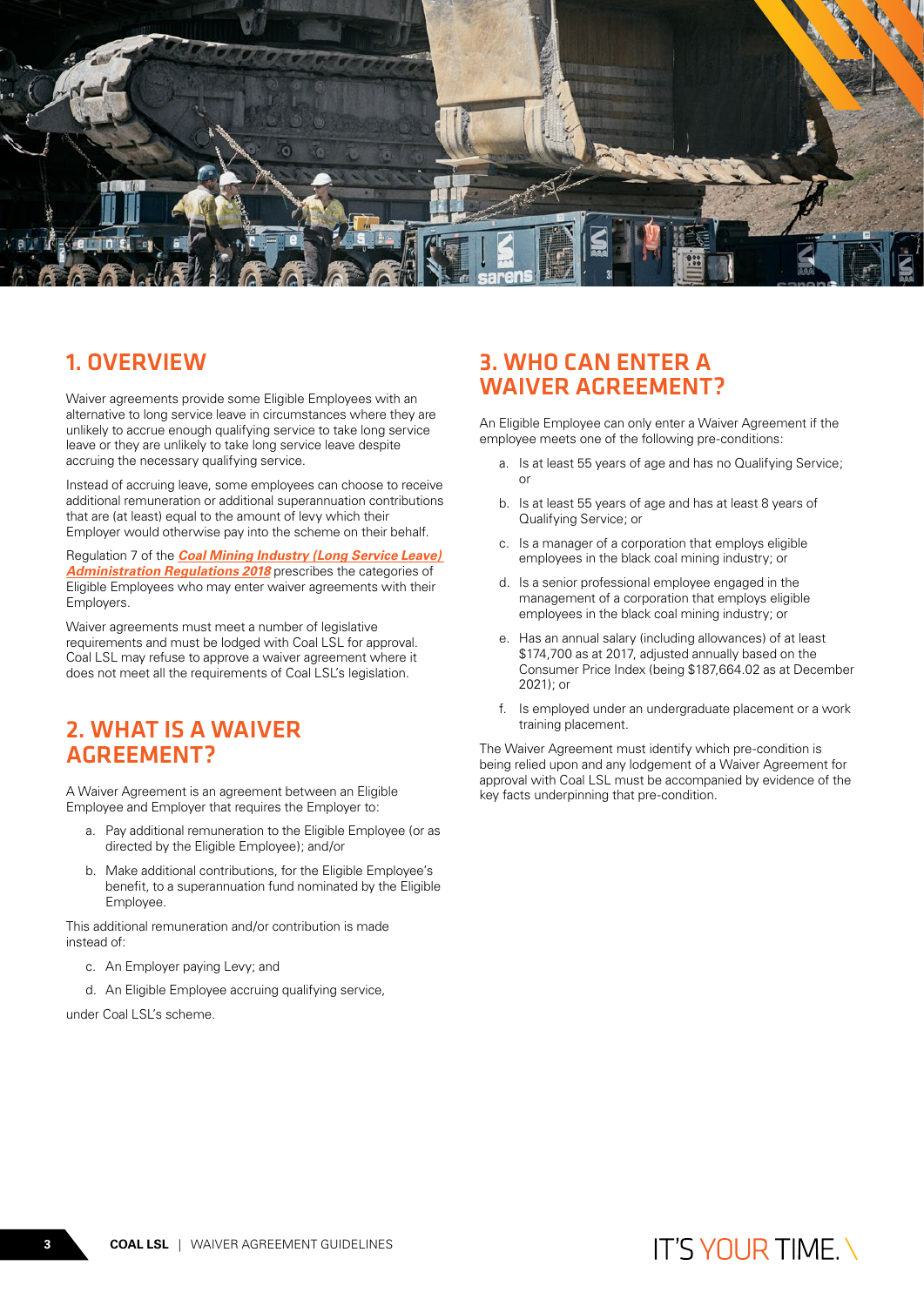## 1. OVERVIEW

Waiver agreements provide some Eligible Employees with an alternative to long service leave in circumstances where they are unlikely to accrue enough qualifying service to take long service leave or they are unlikely to take long service leave despite accruing the necessary qualifying service.

Instead of accruing leave, some employees can choose to receive additional remuneration or additional superannuation contributions that are (at least) equal to the amount of levy which their Employer would otherwise pay into the scheme on their behalf.

Regulation 7 of the ***Coal Mining Industry (Long Service Leave) Administration Regulations 2018*** prescribes the categories of Eligible Employees who may enter waiver agreements with their Employers.

Waiver agreements must meet a number of legislative requirements and must be lodged with Coal LSL for approval. Coal LSL may refuse to approve a waiver agreement where it does not meet all the requirements of Coal LSL's legislation.

## 2. WHAT IS A WAIVER AGREEMENT?

A Waiver Agreement is an agreement between an Eligible Employee and Employer that requires the Employer to:

a. Pay additional remuneration to the Eligible Employee (or as directed by the Eligible Employee); and/or

b. Make additional contributions, for the Eligible Employee's benefit, to a superannuation fund nominated by the Eligible Employee.

This additional remuneration and/or contribution is made instead of:

c. An Employer paying Levy; and

d. An Eligible Employee accruing qualifying service,

under Coal LSL's scheme.

## 3. WHO CAN ENTER A WAIVER AGREEMENT?

An Eligible Employee can only enter a Waiver Agreement if the employee meets one of the following pre-conditions:

a. Is at least 55 years of age and has no Qualifying Service; or

b. Is at least 55 years of age and has at least 8 years of Qualifying Service; or

c. Is a manager of a corporation that employs eligible employees in the black coal mining industry; or

d. Is a senior professional employee engaged in the management of a corporation that employs eligible employees in the black coal mining industry; or

e. Has an annual salary (including allowances) of at least $174,700 as at 2017, adjusted annually based on the Consumer Price Index (being $187,664.02 as at December 2021); or

f. Is employed under an undergraduate placement or a work training placement.

The Waiver Agreement must identify which pre-condition is being relied upon and any lodgement of a Waiver Agreement for approval with Coal LSL must be accompanied by evidence of the key facts underpinning that pre-condition.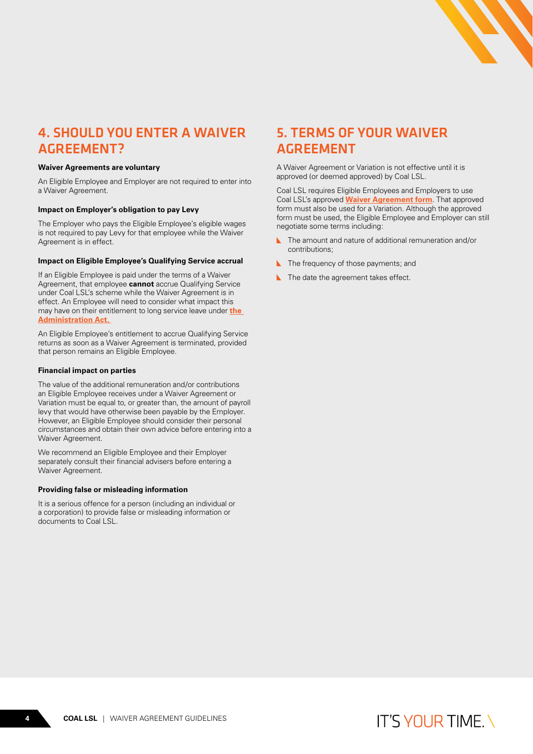## 4. SHOULD YOU ENTER A WAIVER AGREEMENT?

**Waiver Agreements are voluntary**

An Eligible Employee and Employer are not required to enter into a Waiver Agreement.

**Impact on Employer's obligation to pay Levy**

The Employer who pays the Eligible Employee's eligible wages is not required to pay Levy for that employee while the Waiver Agreement is in effect.

**Impact on Eligible Employee's Qualifying Service accrual**

If an Eligible Employee is paid under the terms of a Waiver Agreement, that employee **cannot** accrue Qualifying Service under Coal LSL's scheme while the Waiver Agreement is in effect. An Employee will need to consider what impact this may have on their entitlement to long service leave under **the Administration Act.**

An Eligible Employee's entitlement to accrue Qualifying Service returns as soon as a Waiver Agreement is terminated, provided that person remains an Eligible Employee.

**Financial impact on parties**

The value of the additional remuneration and/or contributions an Eligible Employee receives under a Waiver Agreement or Variation must be equal to, or greater than, the amount of payroll levy that would have otherwise been payable by the Employer. However, an Eligible Employee should consider their personal circumstances and obtain their own advice before entering into a Waiver Agreement.

We recommend an Eligible Employee and their Employer separately consult their financial advisers before entering a Waiver Agreement.

**Providing false or misleading information**

It is a serious offence for a person (including an individual or a corporation) to provide false or misleading information or documents to Coal LSL.

## 5. TERMS OF YOUR WAIVER AGREEMENT

A Waiver Agreement or Variation is not effective until it is approved (or deemed approved) by Coal LSL.

Coal LSL requires Eligible Employees and Employers to use Coal LSL's approved **Waiver Agreement form**. That approved form must also be used for a Variation. Although the approved form must be used, the Eligible Employee and Employer can still negotiate some terms including:

- The amount and nature of additional remuneration and/or contributions;
- The frequency of those payments; and
- The date the agreement takes effect.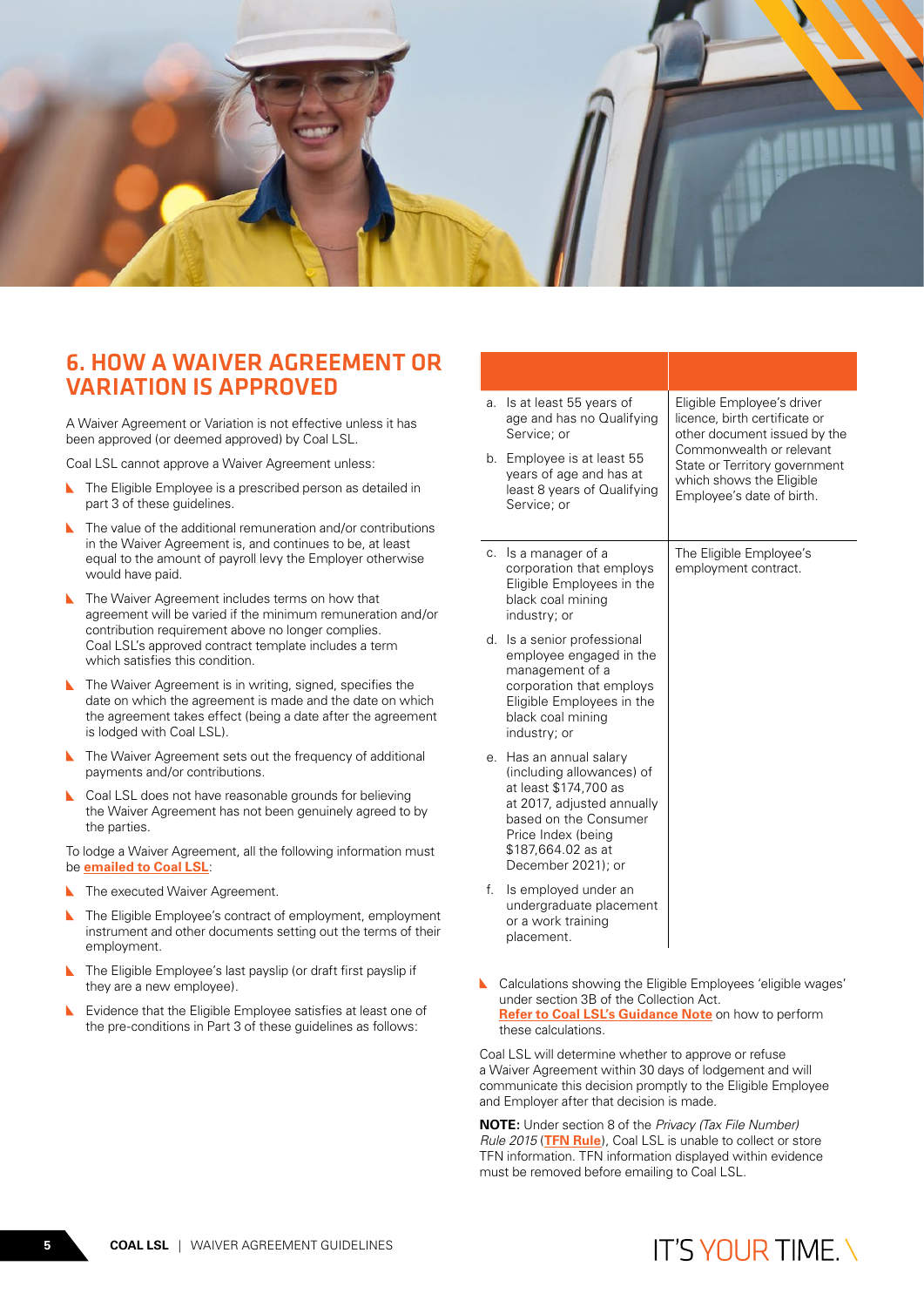## 6. HOW A WAIVER AGREEMENT OR VARIATION IS APPROVED

A Waiver Agreement or Variation is not effective unless it has been approved (or deemed approved) by Coal LSL.

Coal LSL cannot approve a Waiver Agreement unless:

- The Eligible Employee is a prescribed person as detailed in part 3 of these guidelines.
- The value of the additional remuneration and/or contributions in the Waiver Agreement is, and continues to be, at least equal to the amount of payroll levy the Employer otherwise would have paid.
- The Waiver Agreement includes terms on how that agreement will be varied if the minimum remuneration and/or contribution requirement above no longer complies. Coal LSL's approved contract template includes a term which satisfies this condition.
- The Waiver Agreement is in writing, signed, specifies the date on which the agreement is made and the date on which the agreement takes effect (being a date after the agreement is lodged with Coal LSL).
- The Waiver Agreement sets out the frequency of additional payments and/or contributions.
- Coal LSL does not have reasonable grounds for believing the Waiver Agreement has not been genuinely agreed to by the parties.

To lodge a Waiver Agreement, all the following information must be **emailed to Coal LSL**:

- The executed Waiver Agreement.
- The Eligible Employee's contract of employment, employment instrument and other documents setting out the terms of their employment.
- The Eligible Employee's last payslip (or draft first payslip if they are a new employee).
- Evidence that the Eligible Employee satisfies at least one of the pre-conditions in Part 3 of these guidelines as follows:

| | |
|---|---|
| a. Is at least 55 years of age and has no Qualifying Service; or<br>b. Employee is at least 55 years of age and has at least 8 years of Qualifying Service; or | Eligible Employee's driver licence, birth certificate or other document issued by the Commonwealth or relevant State or Territory government which shows the Eligible Employee's date of birth. |
| c. Is a manager of a corporation that employs Eligible Employees in the black coal mining industry; or<br>d. Is a senior professional employee engaged in the management of a corporation that employs Eligible Employees in the black coal mining industry; or<br>e. Has an annual salary (including allowances) of at least $174,700 as at 2017, adjusted annually based on the Consumer Price Index (being $187,664.02 as at December 2021); or<br>f. Is employed under an undergraduate placement or a work training placement. | The Eligible Employee's employment contract. |

- Calculations showing the Eligible Employees 'eligible wages' under section 3B of the Collection Act. **Refer to Coal LSL's Guidance Note** on how to perform these calculations.

Coal LSL will determine whether to approve or refuse a Waiver Agreement within 30 days of lodgement and will communicate this decision promptly to the Eligible Employee and Employer after that decision is made.

**NOTE:** Under section 8 of the *Privacy (Tax File Number) Rule 2015* (**TFN Rule**), Coal LSL is unable to collect or store TFN information. TFN information displayed within evidence must be removed before emailing to Coal LSL.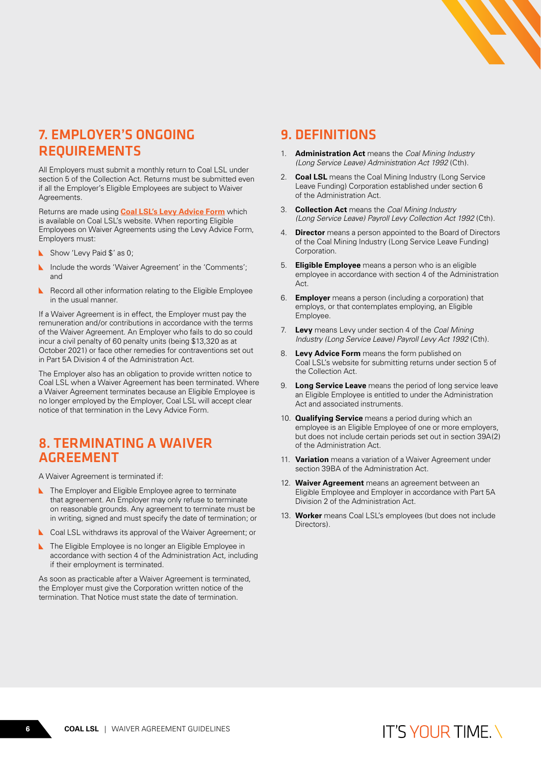## 7. EMPLOYER'S ONGOING REQUIREMENTS

All Employers must submit a monthly return to Coal LSL under section 5 of the Collection Act. Returns must be submitted even if all the Employer's Eligible Employees are subject to Waiver Agreements.

Returns are made using **Coal LSL's Levy Advice Form** which is available on Coal LSL's website. When reporting Eligible Employees on Waiver Agreements using the Levy Advice Form, Employers must:

- Show 'Levy Paid $' as 0;
- Include the words 'Waiver Agreement' in the 'Comments'; and
- Record all other information relating to the Eligible Employee in the usual manner.

If a Waiver Agreement is in effect, the Employer must pay the remuneration and/or contributions in accordance with the terms of the Waiver Agreement. An Employer who fails to do so could incur a civil penalty of 60 penalty units (being $13,320 as at October 2021) or face other remedies for contraventions set out in Part 5A Division 4 of the Administration Act.

The Employer also has an obligation to provide written notice to Coal LSL when a Waiver Agreement has been terminated. Where a Waiver Agreement terminates because an Eligible Employee is no longer employed by the Employer, Coal LSL will accept clear notice of that termination in the Levy Advice Form.

## 8. TERMINATING A WAIVER AGREEMENT

A Waiver Agreement is terminated if:

- The Employer and Eligible Employee agree to terminate that agreement. An Employer may only refuse to terminate on reasonable grounds. Any agreement to terminate must be in writing, signed and must specify the date of termination; or
- Coal LSL withdraws its approval of the Waiver Agreement; or
- The Eligible Employee is no longer an Eligible Employee in accordance with section 4 of the Administration Act, including if their employment is terminated.

As soon as practicable after a Waiver Agreement is terminated, the Employer must give the Corporation written notice of the termination. That Notice must state the date of termination.

## 9. DEFINITIONS

1. **Administration Act** means the *Coal Mining Industry (Long Service Leave) Administration Act 1992* (Cth).
2. **Coal LSL** means the Coal Mining Industry (Long Service Leave Funding) Corporation established under section 6 of the Administration Act.
3. **Collection Act** means the *Coal Mining Industry (Long Service Leave) Payroll Levy Collection Act 1992* (Cth).
4. **Director** means a person appointed to the Board of Directors of the Coal Mining Industry (Long Service Leave Funding) Corporation.
5. **Eligible Employee** means a person who is an eligible employee in accordance with section 4 of the Administration Act.
6. **Employer** means a person (including a corporation) that employs, or that contemplates employing, an Eligible Employee.
7. **Levy** means Levy under section 4 of the *Coal Mining Industry (Long Service Leave) Payroll Levy Act 1992* (Cth).
8. **Levy Advice Form** means the form published on Coal LSL's website for submitting returns under section 5 of the Collection Act.
9. **Long Service Leave** means the period of long service leave an Eligible Employee is entitled to under the Administration Act and associated instruments.
10. **Qualifying Service** means a period during which an employee is an Eligible Employee of one or more employers, but does not include certain periods set out in section 39A(2) of the Administration Act.
11. **Variation** means a variation of a Waiver Agreement under section 39BA of the Administration Act.
12. **Waiver Agreement** means an agreement between an Eligible Employee and Employer in accordance with Part 5A Division 2 of the Administration Act.
13. **Worker** means Coal LSL's employees (but does not include Directors).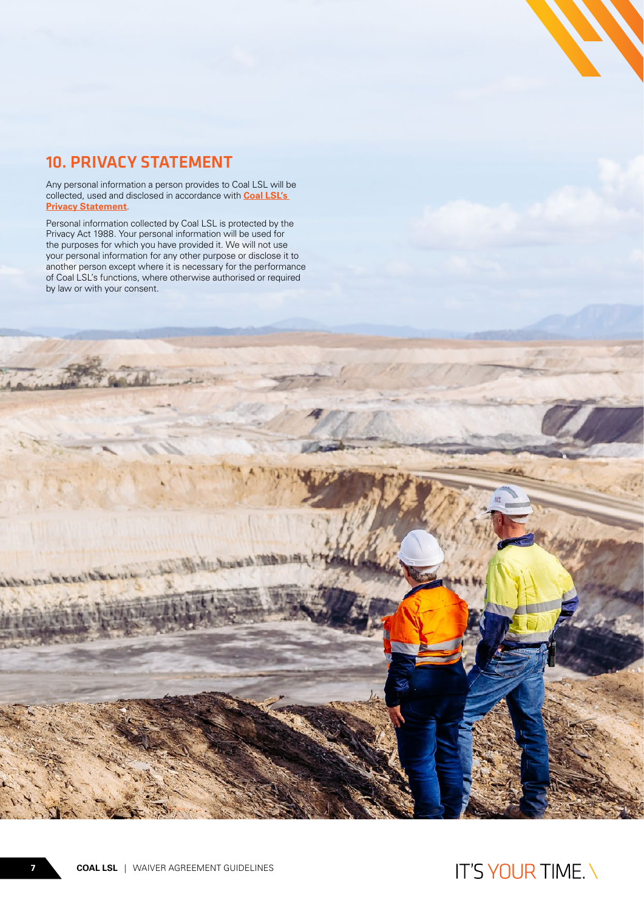## 10. PRIVACY STATEMENT

Any personal information a person provides to Coal LSL will be collected, used and disclosed in accordance with **Coal LSL's Privacy Statement**.

Personal information collected by Coal LSL is protected by the Privacy Act 1988. Your personal information will be used for the purposes for which you have provided it. We will not use your personal information for any other purpose or disclose it to another person except where it is necessary for the performance of Coal LSL's functions, where otherwise authorised or required by law or with your consent.